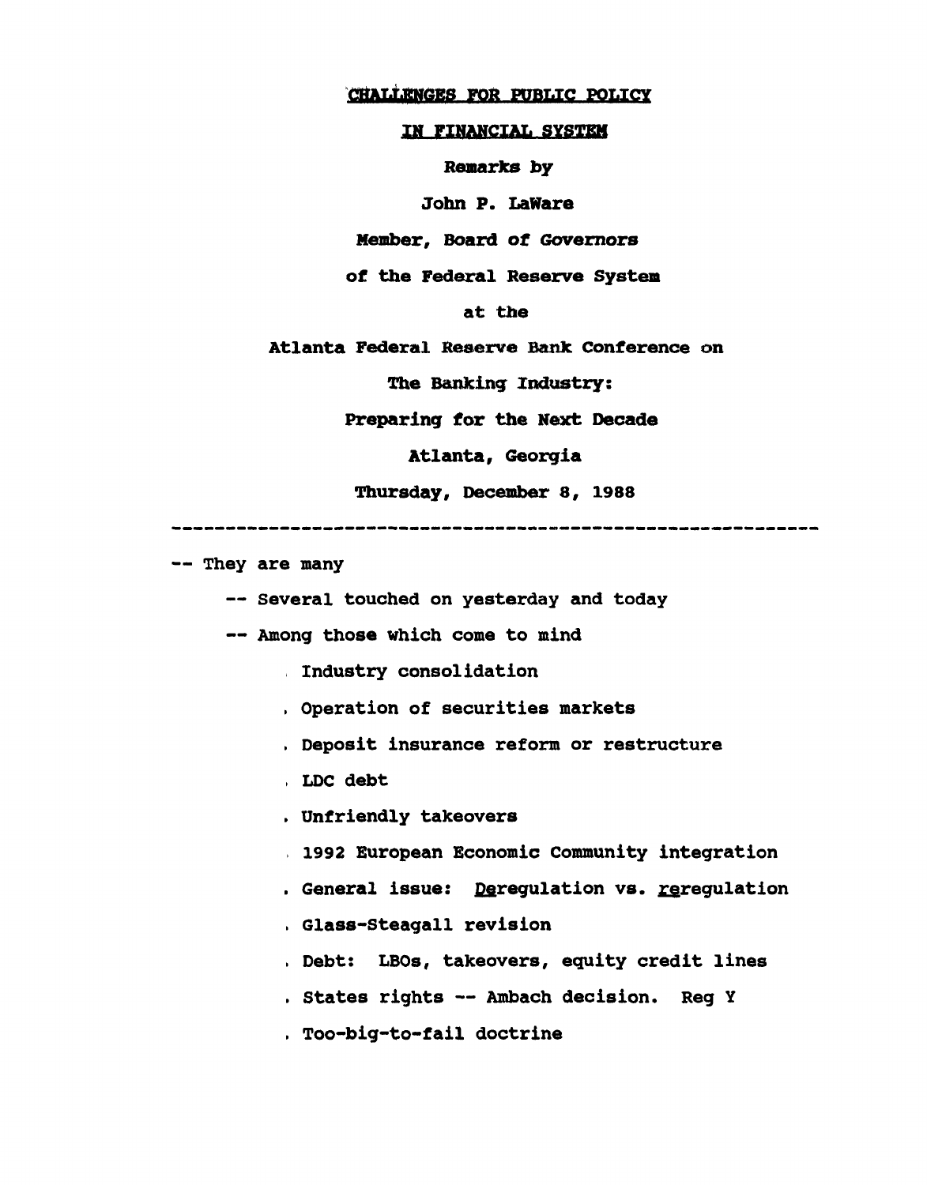# CHALLENGES FOR PUBLIC POLICY

# IN FINANCIAL SYSTEM

Remarks by

John P. LaWare

Member, Board of Governors

of the Federal Reserve System

at the

Atlanta Federal Reserve Bank Conference on

The Banking Industry:

Preparing for the Next Decade

Atlanta, Georgia

Thursday, December 8, 1988

---

-- They are many

- -- Several touched on yesterday and today
- -- Among those which come to mind
  - Industry consolidation
  - Operation of securities markets
  - Deposit insurance reform or restructure
  - LDC debt
  - Unfriendly takeovers
  - 1992 European Economic Community integration
  - General issue: <u>De</u>regulation vs. <u>re</u>regulation
  - Glass-Steagall revision
  - Debt: LBOs, takeovers, equity credit lines
  - States rights -- Ambach decision. Reg Y
  - Too-big-to-fail doctrine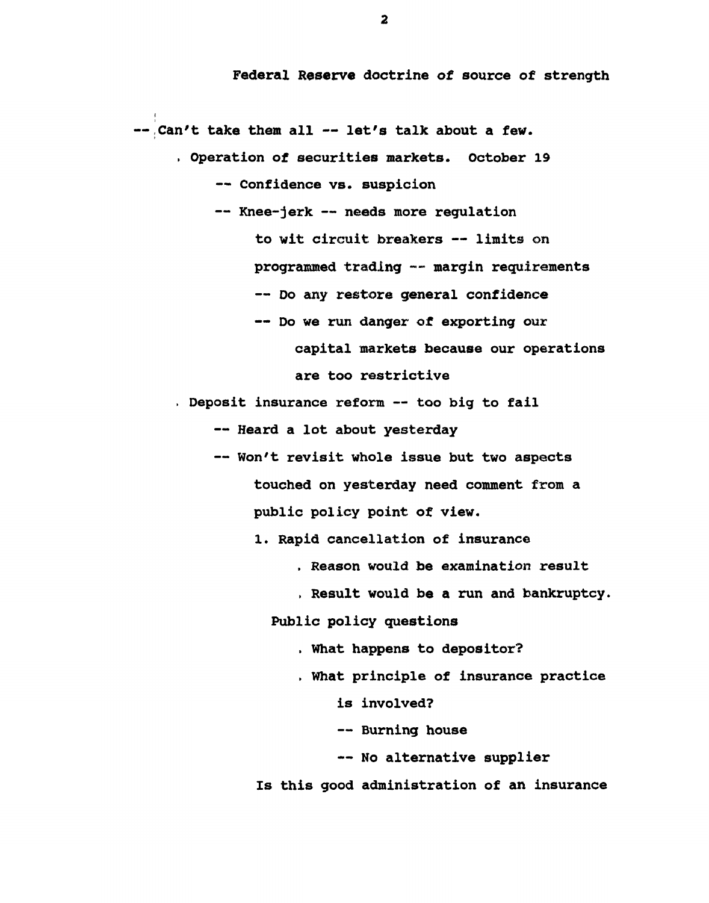Federal Reserve doctrine of source of strength

-- Can't take them all -- let's talk about a few.

- Operation of securities markets. October 19
  - -- Confidence vs. suspicion
  - -- Knee-jerk -- needs more regulation
    - to wit circuit breakers -- limits on programmed trading -- margin requirements
    - -- Do any restore general confidence
    - -- Do we run danger of exporting our capital markets because our operations are too restrictive
- Deposit insurance reform -- too big to fail
  - -- Heard a lot about yesterday
  - -- Won't revisit whole issue but two aspects touched on yesterday need comment from a public policy point of view.
    1. Rapid cancellation of insurance
       - Reason would be examination result
       - Result would be a run and bankruptcy.

       Public policy questions

       - What happens to depositor?
       - What principle of insurance practice is involved?
         - -- Burning house
         - -- No alternative supplier

    Is this good administration of an insurance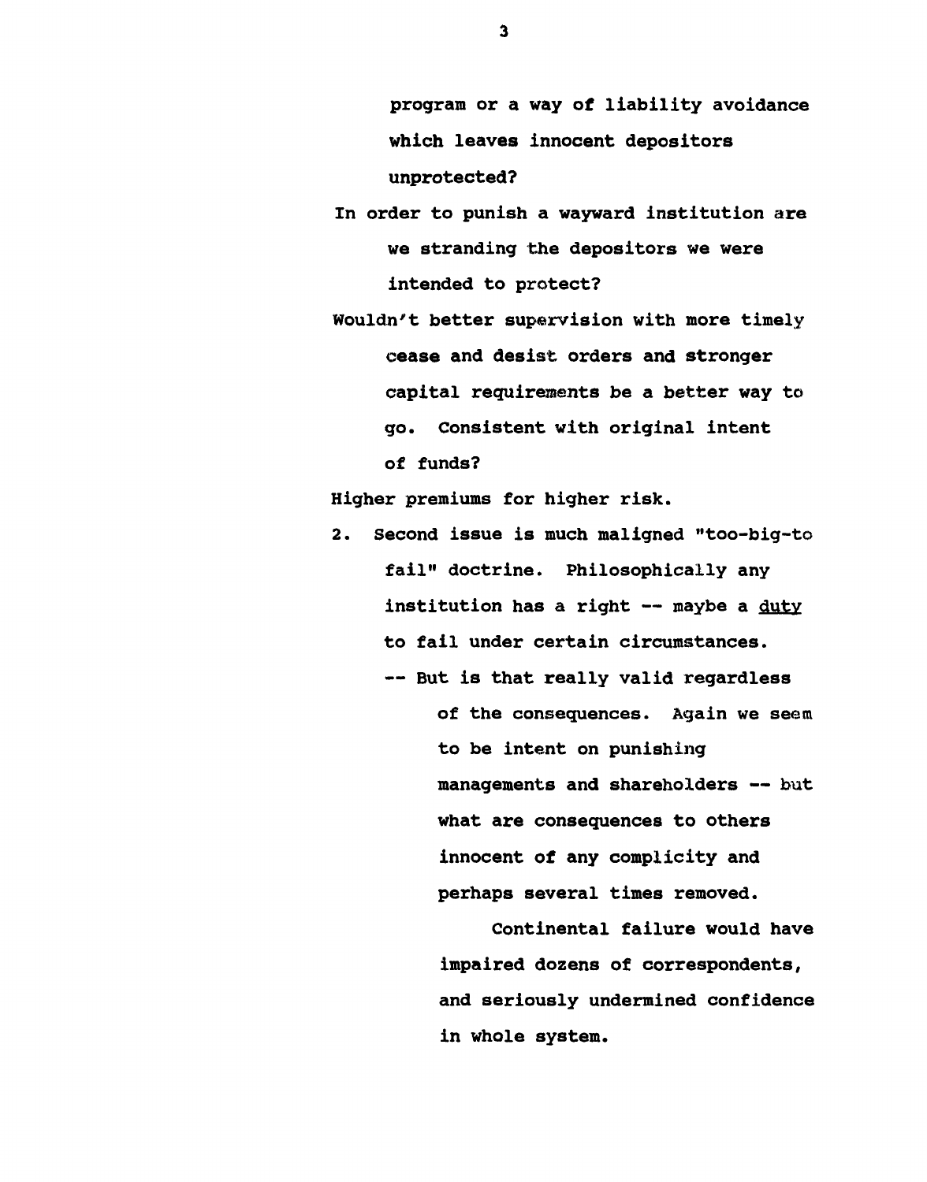program or a way of liability avoidance which leaves innocent depositors unprotected?

In order to punish a wayward institution are we stranding the depositors we were intended to protect?

Wouldn't better supervision with more timely cease and desist orders and stronger capital requirements be a better way to go. Consistent with original intent of funds?

Higher premiums for higher risk.

2. Second issue is much maligned "too-big-to fail" doctrine. Philosophically any institution has a right -- maybe a <u>duty</u> to fail under certain circumstances.
   - -- But is that really valid regardless of the consequences. Again we seem to be intent on punishing managements and shareholders -- but what are consequences to others innocent of any complicity and perhaps several times removed.

     Continental failure would have impaired dozens of correspondents, and seriously undermined confidence in whole system.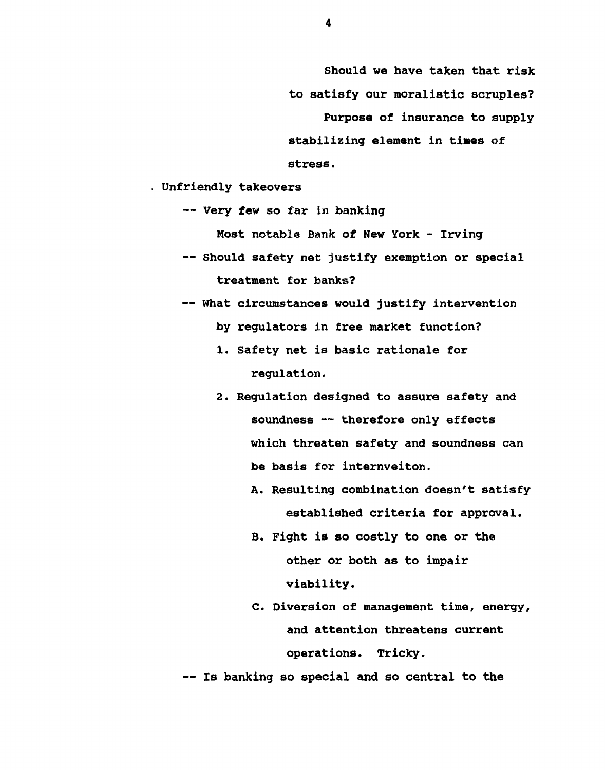Should we have taken that risk to satisfy our moralistic scruples?

Purpose of insurance to supply stabilizing element in times of stress.

. Unfriendly takeovers

-- Very few so far in banking

Most notable Bank of New York - Irving

-- Should safety net justify exemption or special treatment for banks?

-- What circumstances would justify intervention by regulators in free market function?

1. Safety net is basic rationale for regulation.
2. Regulation designed to assure safety and soundness -- therefore only effects which threaten safety and soundness can be basis for internveiton.
   - A. Resulting combination doesn't satisfy established criteria for approval.
   - B. Fight is so costly to one or the other or both as to impair viability.
   - C. Diversion of management time, energy, and attention threatens current operations. Tricky.

-- Is banking so special and so central to the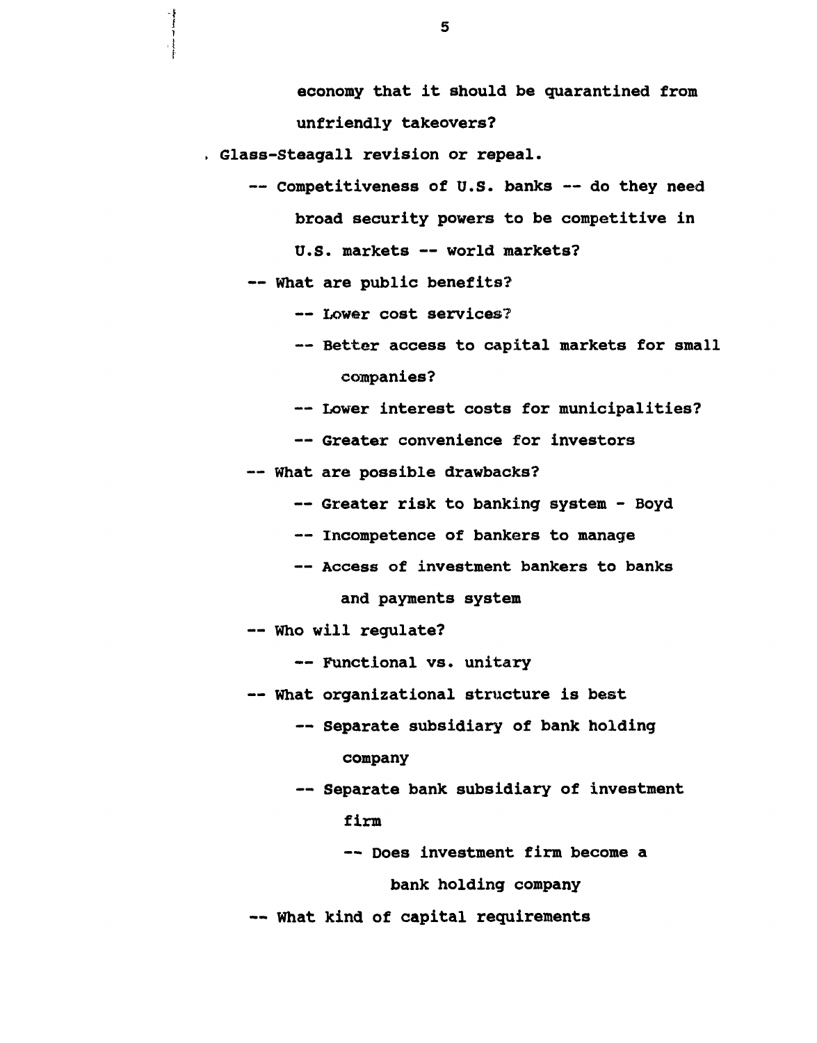economy that it should be quarantined from unfriendly takeovers?

- Glass-Steagall revision or repeal.
  - -- Competitiveness of U.S. banks -- do they need broad security powers to be competitive in U.S. markets -- world markets?
  - -- What are public benefits?
    - -- Lower cost services?
    - -- Better access to capital markets for small companies?
    - -- Lower interest costs for municipalities?
    - -- Greater convenience for investors
  - -- What are possible drawbacks?
    - -- Greater risk to banking system - Boyd
    - -- Incompetence of bankers to manage
    - -- Access of investment bankers to banks and payments system
  - -- Who will regulate?
    - -- Functional vs. unitary
  - -- What organizational structure is best
    - -- Separate subsidiary of bank holding company
    - -- Separate bank subsidiary of investment firm
      - -- Does investment firm become a bank holding company
  - -- What kind of capital requirements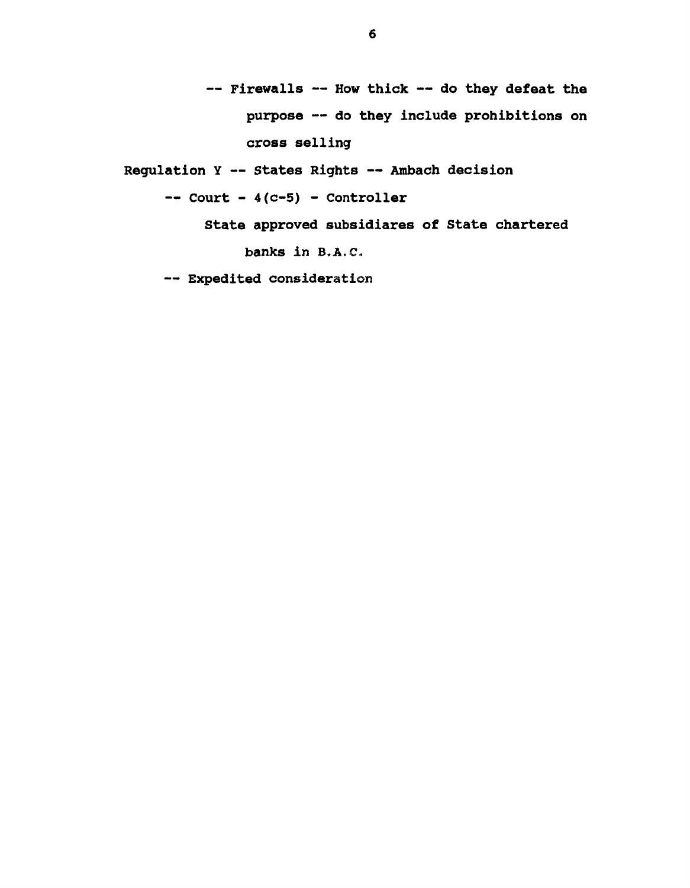-- Firewalls -- How thick -- do they defeat the purpose -- do they include prohibitions on cross selling

Regulation Y -- States Rights -- Ambach decision

-- Court - 4(c-5) - Controller

State approved subsidiares of State chartered banks in B.A.C.

-- Expedited consideration